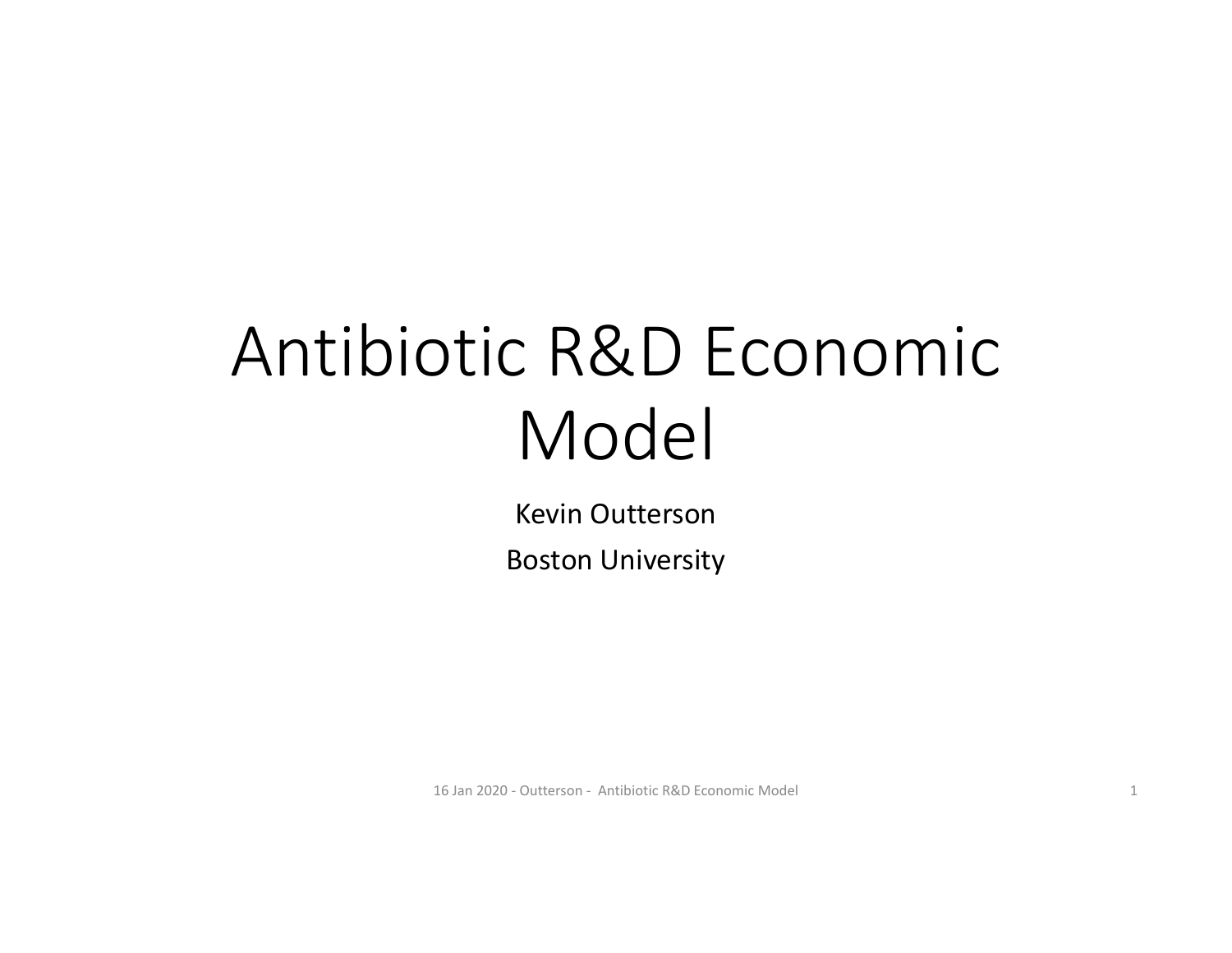# Antibiotic R&D Economic Model

Kevin Outterson

Boston University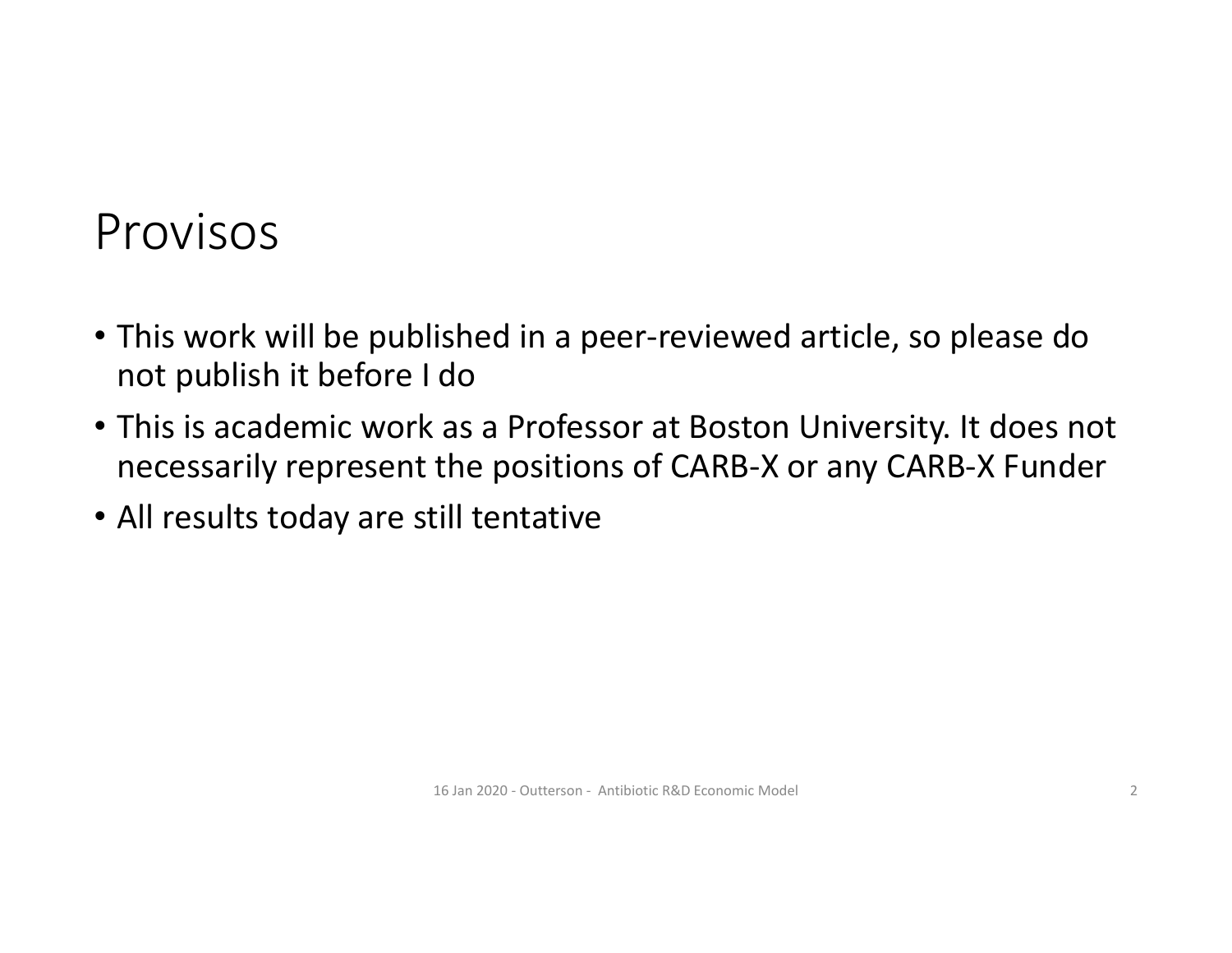# Provisos

- This work will be published in a peer-reviewed article, so please do not publish it before I do
- This is academic work as a Professor at Boston University. It does not necessarily represent the positions of CARB-X or any CARB-X Funder
- All results today are still tentative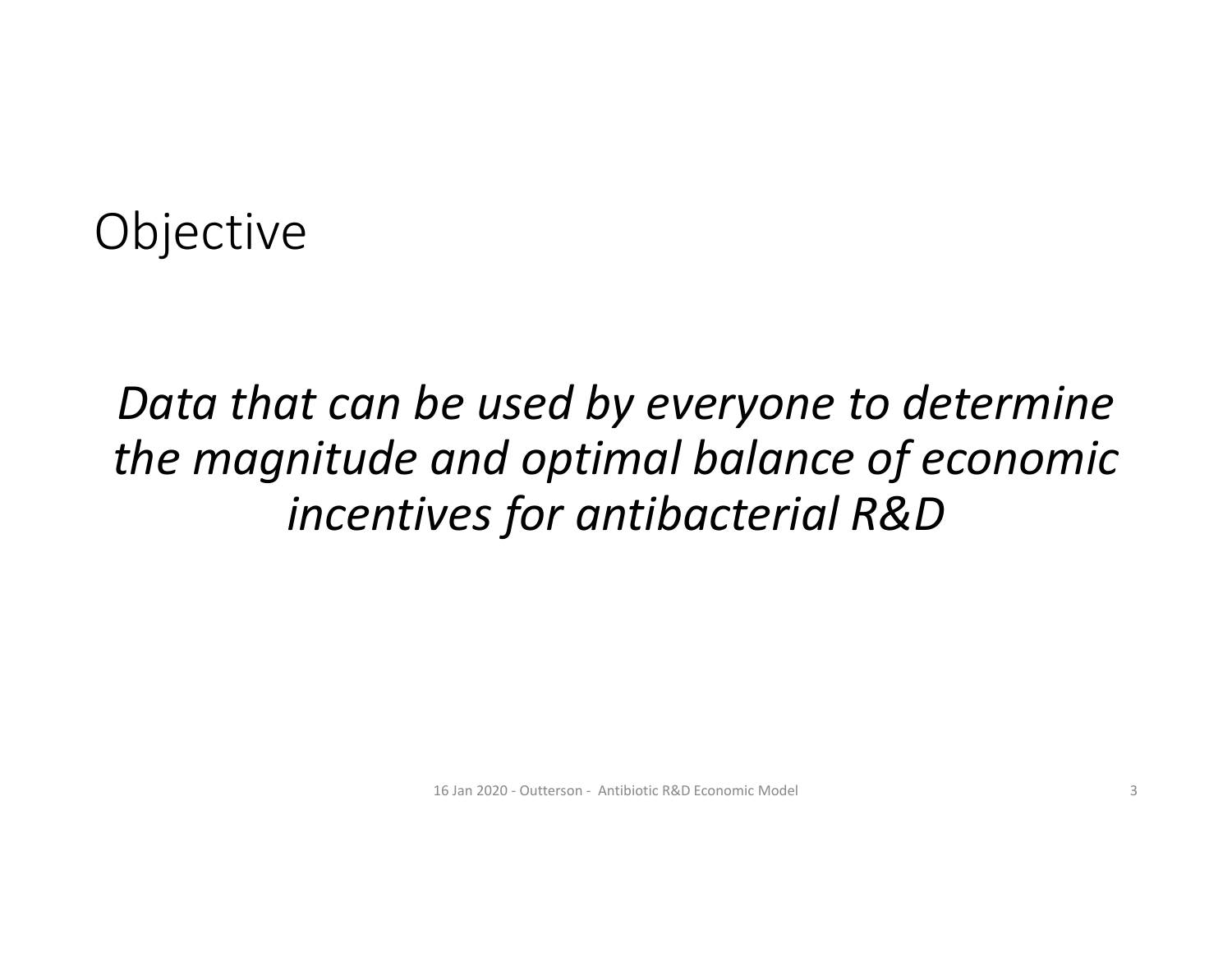# Objective

*Data that can be used by everyone to determine the magnitude and optimal balance of economic incentives for antibacterial R&D*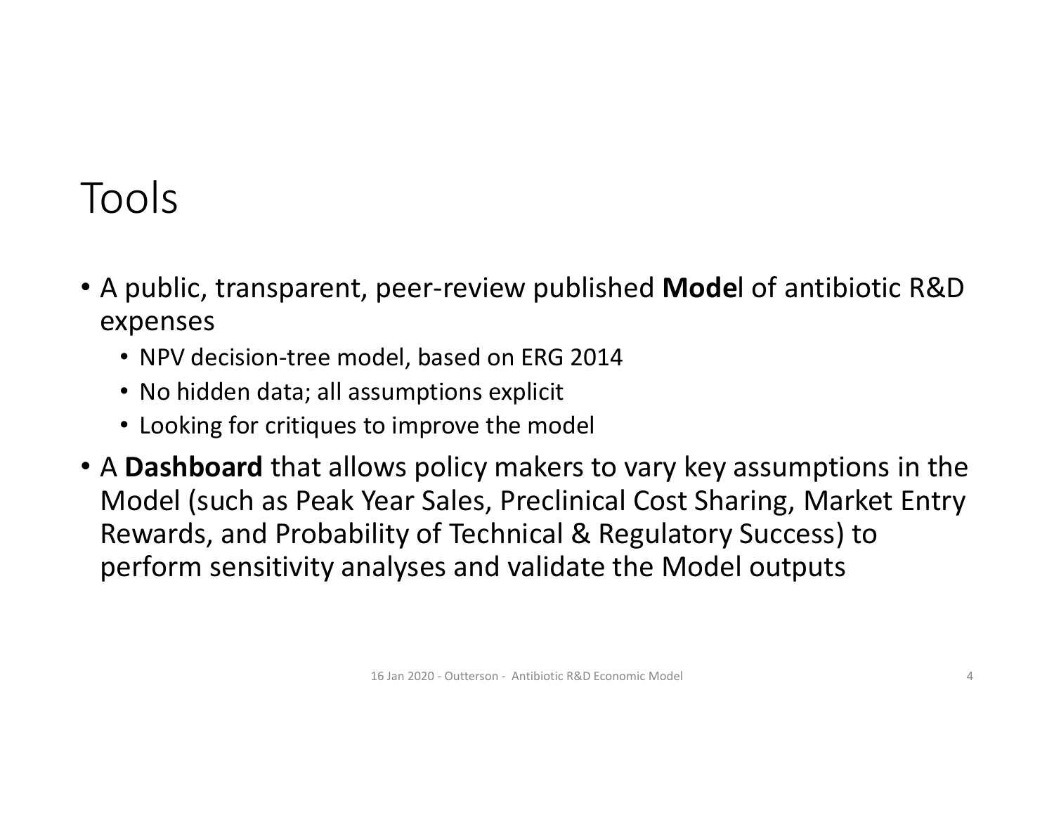# Tools

- A public, transparent, peer-review published **Mode**l of antibiotic R&D expenses
  - NPV decision-tree model, based on ERG 2014
  - No hidden data; all assumptions explicit
  - Looking for critiques to improve the model
- A **Dashboard** that allows policy makers to vary key assumptions in the Model (such as Peak Year Sales, Preclinical Cost Sharing, Market Entry Rewards, and Probability of Technical & Regulatory Success) to perform sensitivity analyses and validate the Model outputs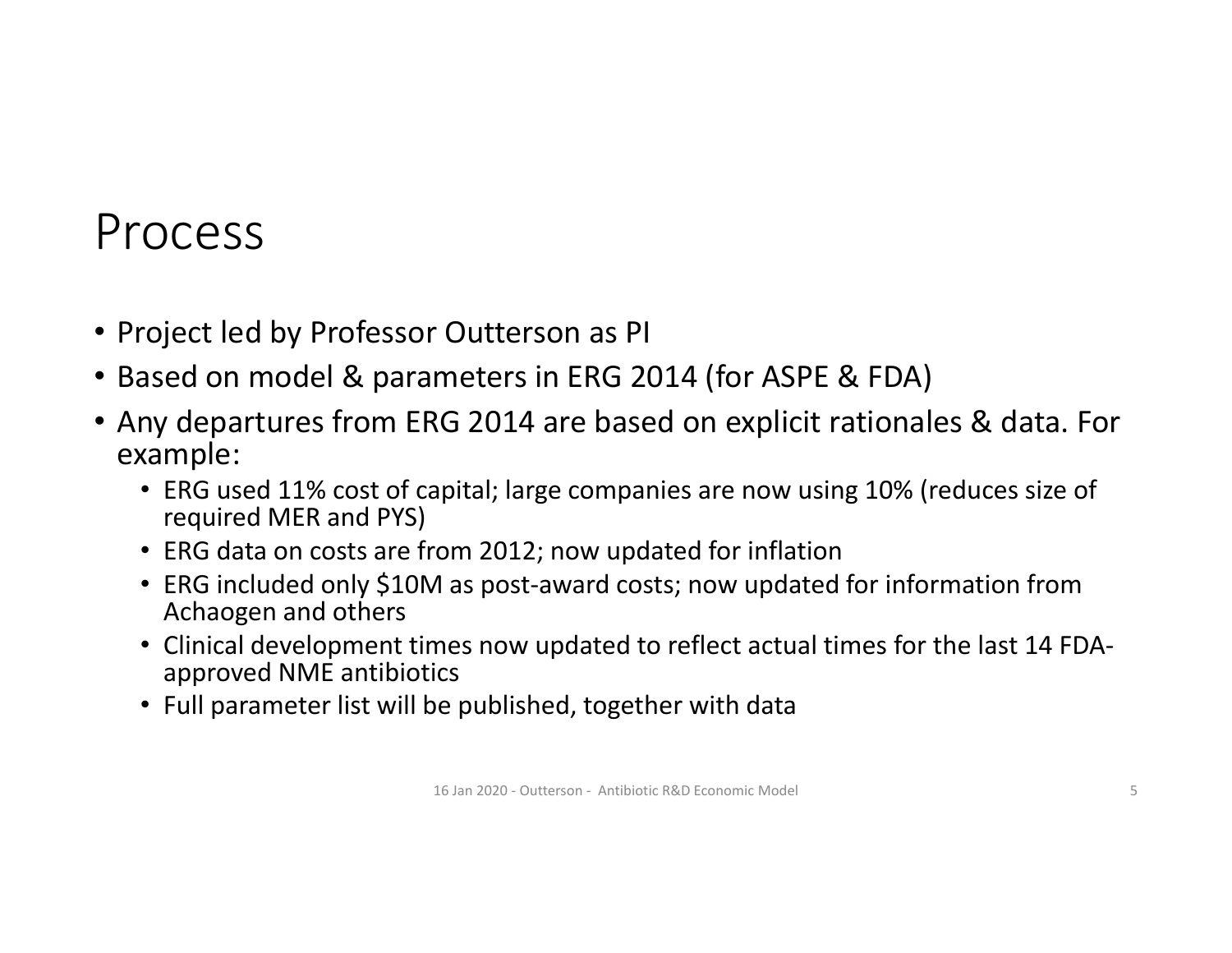# Process

- Project led by Professor Outterson as PI
- Based on model & parameters in ERG 2014 (for ASPE & FDA)
- Any departures from ERG 2014 are based on explicit rationales & data. For example:
  - ERG used 11% cost of capital; large companies are now using 10% (reduces size of required MER and PYS)
  - ERG data on costs are from 2012; now updated for inflation
  - ERG included only $10M as post-award costs; now updated for information from Achaogen and others
  - Clinical development times now updated to reflect actual times for the last 14 FDA-approved NME antibiotics
  - Full parameter list will be published, together with data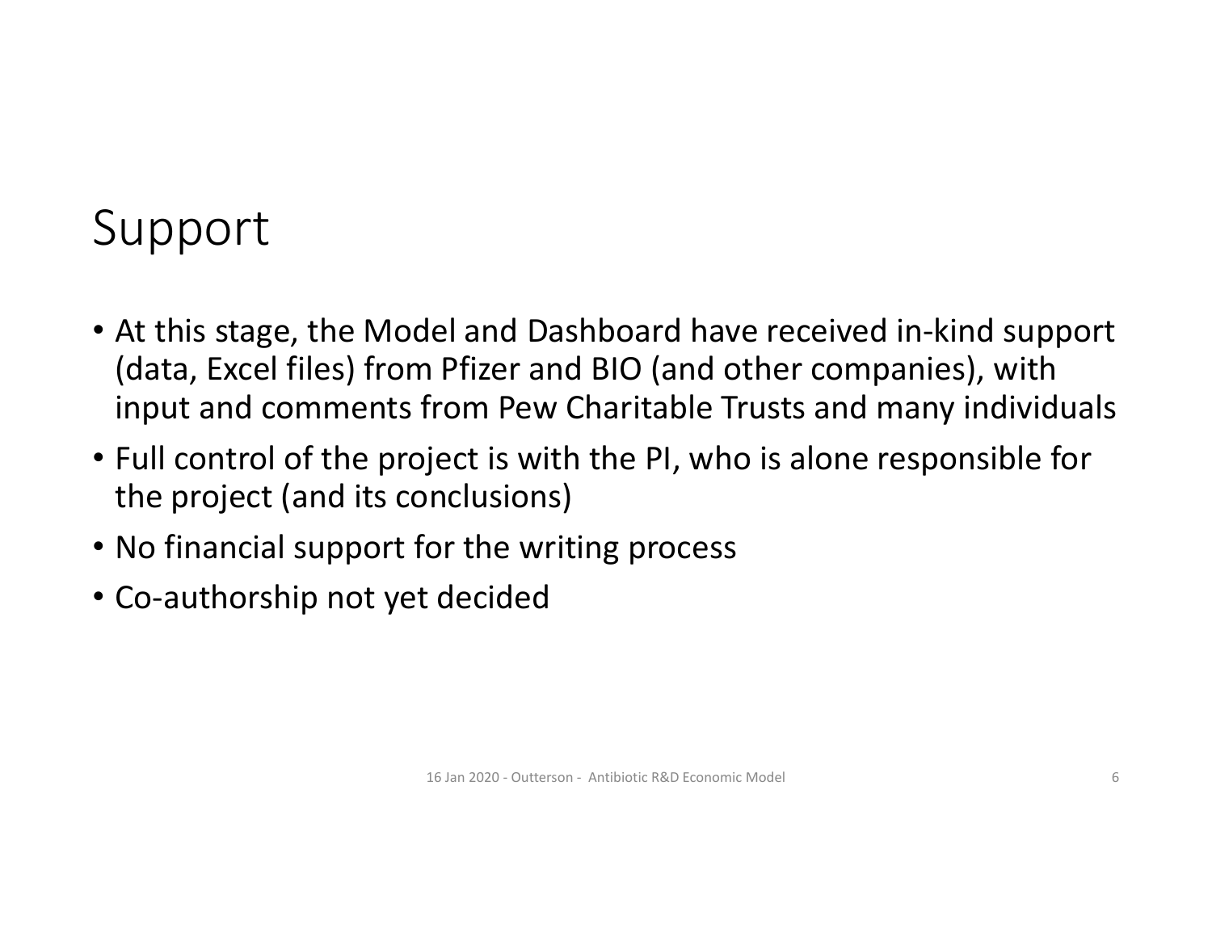# Support

- At this stage, the Model and Dashboard have received in-kind support (data, Excel files) from Pfizer and BIO (and other companies), with input and comments from Pew Charitable Trusts and many individuals
- Full control of the project is with the PI, who is alone responsible for the project (and its conclusions)
- No financial support for the writing process
- Co-authorship not yet decided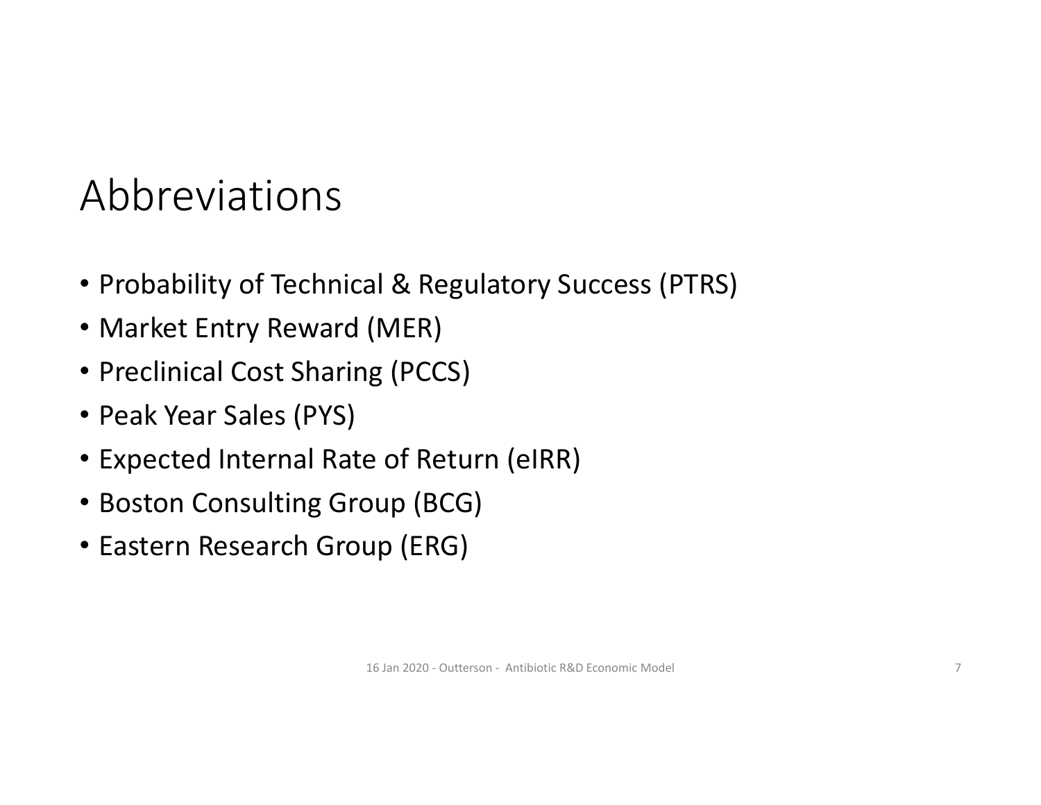# Abbreviations

- Probability of Technical & Regulatory Success (PTRS)
- Market Entry Reward (MER)
- Preclinical Cost Sharing (PCCS)
- Peak Year Sales (PYS)
- Expected Internal Rate of Return (eIRR)
- Boston Consulting Group (BCG)
- Eastern Research Group (ERG)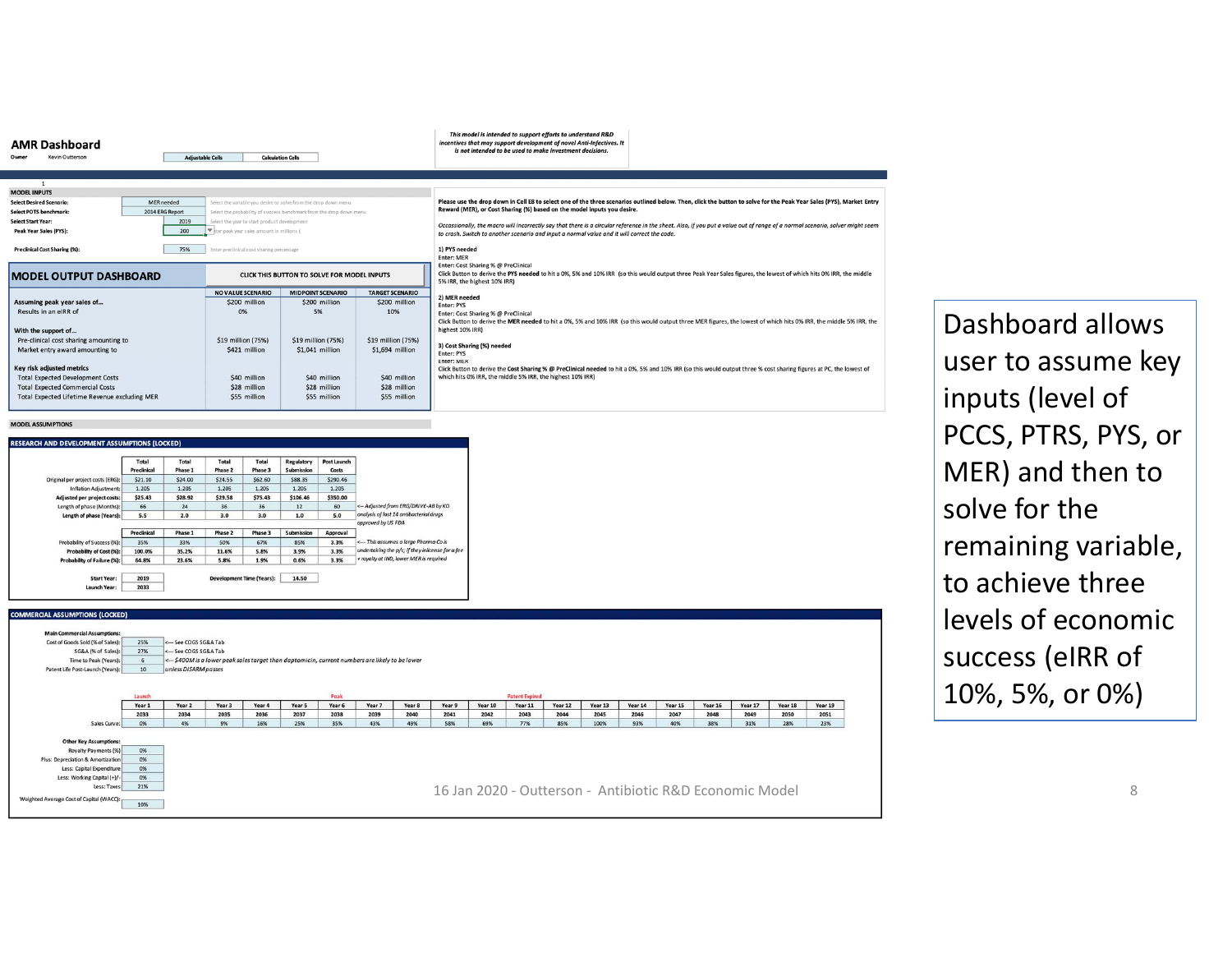# AMR Dashboard

**Owner** Kevin Outterson

| Adjustable Cells | Calculation Cells |
|---|---|

*This model is intended to support efforts to understand R&D incentives that may support development of novel Anti-Infectives. It is not intended to be used to make investment decisions.*

1

**MODEL INPUTS**

| | | |
|---|---|---|
| Select Desired Scenario: | MER needed | Select the variable you desire to solve from the drop down menu |
| Select POTS benchmark: | 2014 ERG Report | Select the probability of success benchmark from the drop down menu |
| Select Start Year: | 2019 | Select the year to start product development |
| Peak Year Sales (PYS): | 200 | for peak year sales amount in millions $ |
| Preclinical Cost Sharing (%): | 75% | Enter preclinical cost sharing percentage |

Please use the drop down in Cell E8 to select one of the three scenarios outlined below. Then, click the button to solve for the Peak Year Sales (PYS), Market Entry Reward (MER), or Cost Sharing (%) based on the model inputs you desire.

*Occasionally, the macro will incorrectly say that there is a circular reference in the sheet. Also, if you put a value out of range of a normal scenario, solver might seem to crash. Switch to another scenario and input a normal value and it will correct the code.*

1) PYS needed
Enter: MER
Enter: Cost Sharing % @ PreClinical
Click Button to derive the **PYS needed** to hit a 0%, 5% and 10% IRR (so this would output three Peak Year Sales figures, the lowest of which hits 0% IRR, the middle 5% IRR, the highest 10% IRR)

2) MER needed
Enter: PYS
Enter: Cost Sharing % @ PreClinical
Click Button to derive the **MER needed** to hit a 0%, 5% and 10% IRR (so this would output three MER figures, the lowest of which hits 0% IRR, the middle 5% IRR, the highest 10% IRR)

3) Cost Sharing (%) needed
Enter: PYS
Enter: MER
Click Button to derive the **Cost Sharing % @ PreClinical needed** to hit a 0%, 5% and 10% IRR (so this would output three % cost sharing figures at PC, the lowest of which hits 0% IRR, the middle 5% IRR, the highest 10% IRR)

## MODEL OUTPUT DASHBOARD

CLICK THIS BUTTON TO SOLVE FOR MODEL INPUTS

| | NO VALUE SCENARIO | MIDPOINT SCENARIO | TARGET SCENARIO |
|---|---|---|---|
| **Assuming peak year sales of...** | $200 million | $200 million | $200 million |
| Results in an eIRR of | 0% | 5% | 10% |
| **With the support of...** | | | |
| Pre-clinical cost sharing amounting to | $19 million (75%) | $19 million (75%) | $19 million (75%) |
| Market entry award amounting to | $421 million | $1,041 million | $1,694 million |
| **Key risk adjusted metrics** | | | |
| Total Expected Development Costs | $40 million | $40 million | $40 million |
| Total Expected Commercial Costs | $28 million | $28 million | $28 million |
| Total Expected Lifetime Revenue excluding MER | $55 million | $55 million | $55 million |

**MODEL ASSUMPTIONS**

**RESEARCH AND DEVELOPMENT ASSUMPTIONS (LOCKED)**

| | Total Preclinical | Total Phase 1 | Total Phase 2 | Total Phase 3 | Regulatory Submission | Post Launch Costs | |
|---|---|---|---|---|---|---|---|
| Original per project costs (ERG): | $21.10 | $24.00 | $24.55 | $62.60 | $88.35 | $290.46 | |
| Inflation Adjustment: | 1.205 | 1.205 | 1.205 | 1.205 | 1.205 | 1.205 | |
| **Adjusted per project costs:** | $25.43 | $28.92 | $29.58 | $75.43 | $106.46 | $350.00 | |
| Length of phase (Months): | 66 | 24 | 36 | 36 | 12 | 60 | <-- Adjusted from ERG/DRIVE-AB by KO analysis of last 14 antibacterial drugs approved by US FDA |
| **Length of phase (Years):** | 5.5 | 2.0 | 3.0 | 3.0 | 1.0 | 5.0 | |

| | Preclinical | Phase 1 | Phase 2 | Phase 3 | Submission | Approval | |
|---|---|---|---|---|---|---|---|
| Probability of Success (%): | 35% | 33% | 50% | 67% | 85% | 3.3% | <-- This assumes a large Pharma Co is undertaking the p/c; if they inlicense for a fee + royalty at IND, lower MER is required |
| **Probability of Cost (%):** | 100.0% | 35.2% | 11.6% | 5.8% | 3.9% | 3.3% | |
| **Probability of Failure (%):** | 64.8% | 23.6% | 5.8% | 1.9% | 0.6% | 3.3% | |

| | |
|---|---|
| **Start Year:** | 2019 |
| **Launch Year:** | 2033 |

**Development Time (Years):** 14.50

**COMMERCIAL ASSUMPTIONS (LOCKED)**

**Main Commercial Assumptions:**

| | | |
|---|---|---|
| Cost of Goods Sold (% of Sales): | 25% | <-- See COGS SG&A Tab |
| SG&A (% of Sales): | 27% | <-- See COGS SG&A Tab |
| Time to Peak (Years): | 6 | <-- $400M is a lower peak sales target than daptomicin, current numbers are likely to be lower |
| Patent Life Post-Launch (Years): | 10 | *unless DISARM passes* |

| | Year 1 (Launch) | Year 2 | Year 3 | Year 4 | Year 5 | Year 6 (Peak) | Year 7 | Year 8 | Year 9 | Year 10 | Year 11 (Patent Expired) | Year 12 | Year 13 | Year 14 | Year 15 | Year 16 | Year 17 | Year 18 | Year 19 |
|---|---|---|---|---|---|---|---|---|---|---|---|---|---|---|---|---|---|---|---|
| | 2033 | 2034 | 2035 | 2036 | 2037 | 2038 | 2039 | 2040 | 2041 | 2042 | 2043 | 2044 | 2045 | 2046 | 2047 | 2048 | 2049 | 2050 | 2051 |
| Sales Curve: | 0% | 4% | 9% | 16% | 25% | 35% | 43% | 49% | 58% | 69% | 77% | 85% | 100% | 93% | 40% | 38% | 31% | 28% | 23% |

**Other Key Assumptions:**

| | |
|---|---|
| Royalty Payments (%) | 0% |
| Plus: Depreciation & Amortization | 0% |
| Less: Capital Expenditure | 0% |
| Less: Working Capital (+)/- | 0% |
| Less: Taxes | 21% |
| Weighted Average Cost of Capital (WACC): | 10% |

Dashboard allows user to assume key inputs (level of PCCS, PTRS, PYS, or MER) and then to solve for the remaining variable, to achieve three levels of economic success (eIRR of 10%, 5%, or 0%)

16 Jan 2020 - Outterson - Antibiotic R&D Economic Model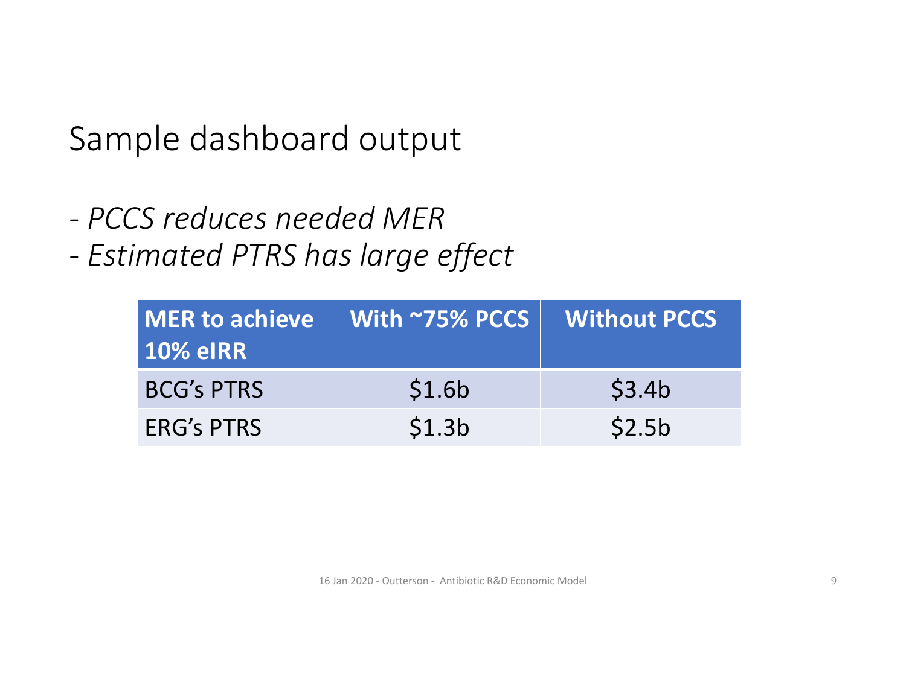# Sample dashboard output

- *PCCS reduces needed MER*
- *Estimated PTRS has large effect*

| MER to achieve 10% eIRR | With ~75% PCCS | Without PCCS |
|---|---|---|
| BCG's PTRS | $1.6b | $3.4b |
| ERG's PTRS | $1.3b | $2.5b |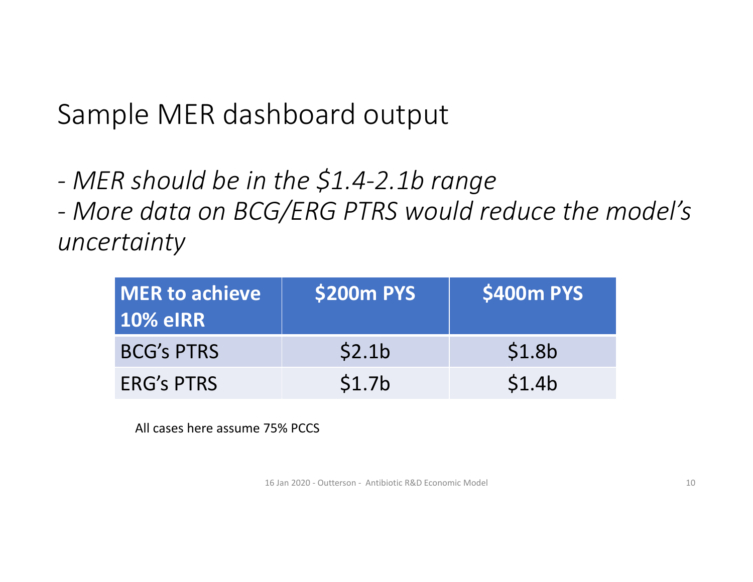# Sample MER dashboard output

*- MER should be in the $1.4-2.1b range*
*- More data on BCG/ERG PTRS would reduce the model's uncertainty*

| MER to achieve 10% eIRR | $200m PYS | $400m PYS |
|---|---|---|
| BCG's PTRS | $2.1b | $1.8b |
| ERG's PTRS | $1.7b | $1.4b |

All cases here assume 75% PCCS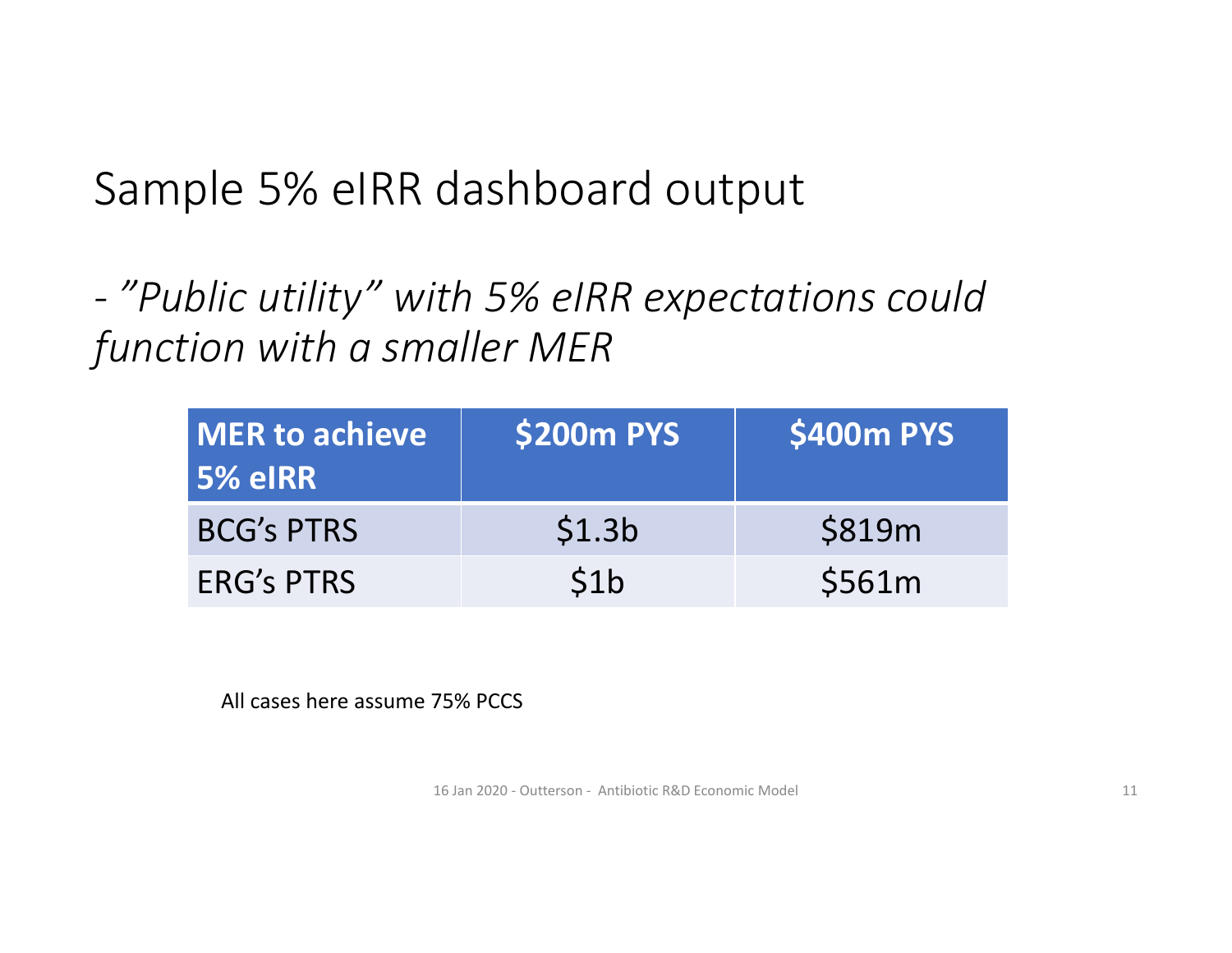# Sample 5% eIRR dashboard output

*- "Public utility" with 5% eIRR expectations could function with a smaller MER*

| MER to achieve 5% eIRR | $200m PYS | $400m PYS |
|---|---|---|
| BCG's PTRS | $1.3b | $819m |
| ERG's PTRS | $1b | $561m |

All cases here assume 75% PCCS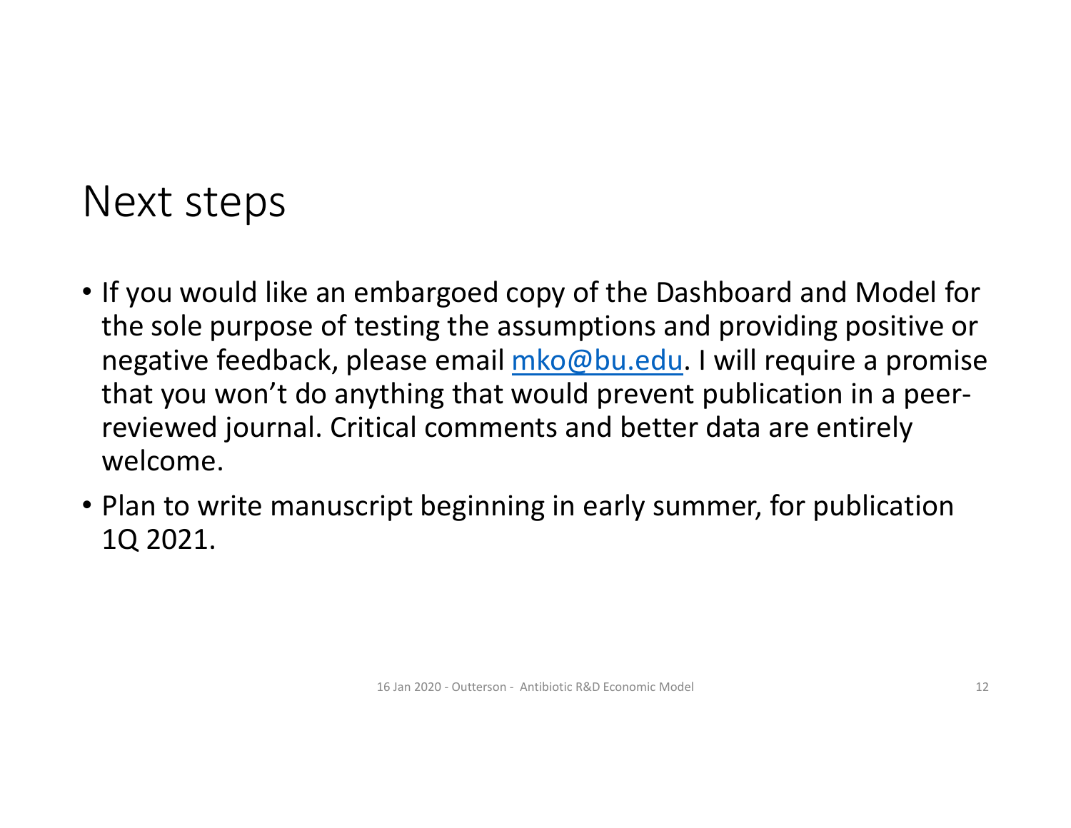# Next steps

- If you would like an embargoed copy of the Dashboard and Model for the sole purpose of testing the assumptions and providing positive or negative feedback, please email mko@bu.edu. I will require a promise that you won't do anything that would prevent publication in a peer-reviewed journal. Critical comments and better data are entirely welcome.
- Plan to write manuscript beginning in early summer, for publication 1Q 2021.